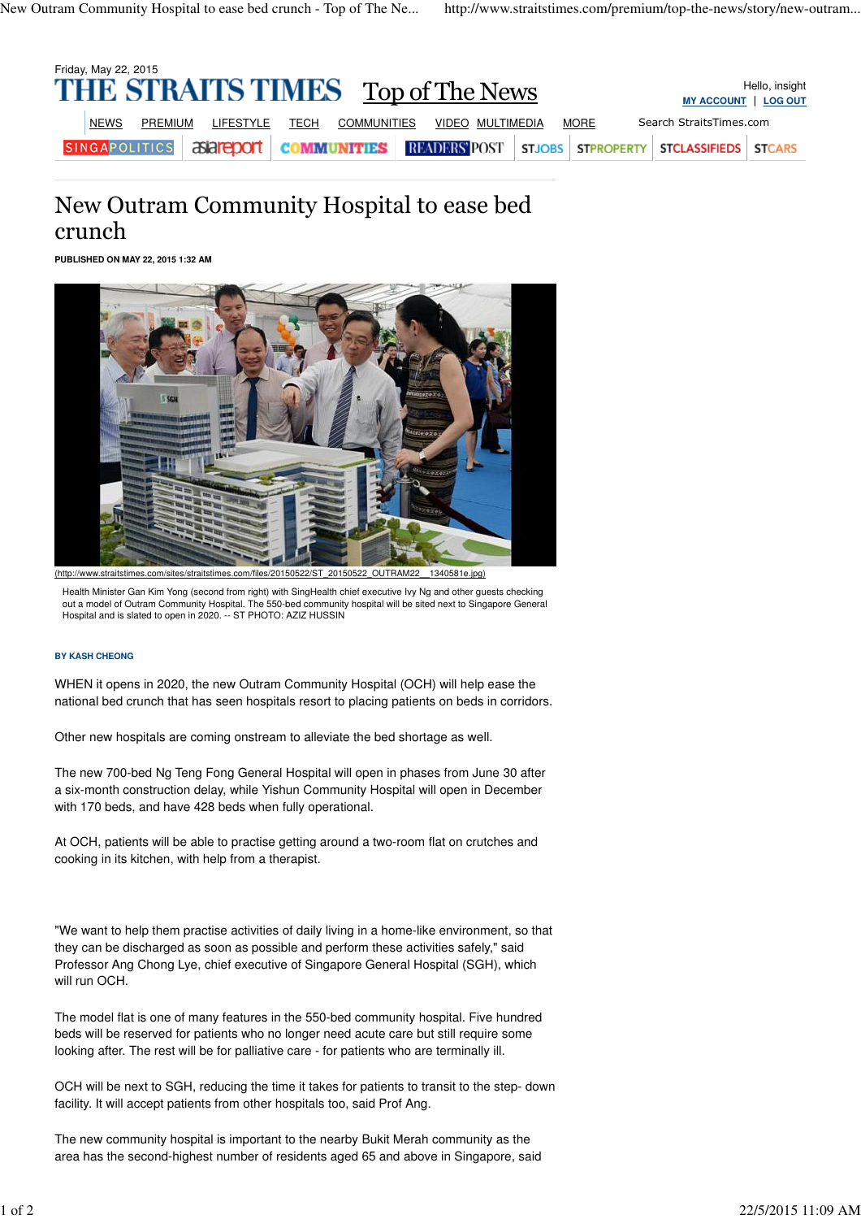Friday, May 22, 2015

# New Outram Community Hospital to ease bed crunch

**PUBLISHED ON MAY 22, 2015 1:32 AM**

(http://www.straitstimes.com/sites/straitstimes.com/files/20150522/ST_20150522_OUTRAM22__1340581e.jpg)

Health Minister Gan Kim Yong (second from right) with SingHealth chief executive Ivy Ng and other guests checking out a model of Outram Community Hospital. The 550-bed community hospital will be sited next to Singapore General Hospital and is slated to open in 2020. -- ST PHOTO: AZIZ HUSSIN

**BY KASH CHEONG**

WHEN it opens in 2020, the new Outram Community Hospital (OCH) will help ease the national bed crunch that has seen hospitals resort to placing patients on beds in corridors.

Other new hospitals are coming onstream to alleviate the bed shortage as well.

The new 700-bed Ng Teng Fong General Hospital will open in phases from June 30 after a six-month construction delay, while Yishun Community Hospital will open in December with 170 beds, and have 428 beds when fully operational.

At OCH, patients will be able to practise getting around a two-room flat on crutches and cooking in its kitchen, with help from a therapist.

"We want to help them practise activities of daily living in a home-like environment, so that they can be discharged as soon as possible and perform these activities safely," said Professor Ang Chong Lye, chief executive of Singapore General Hospital (SGH), which will run OCH.

The model flat is one of many features in the 550-bed community hospital. Five hundred beds will be reserved for patients who no longer need acute care but still require some looking after. The rest will be for palliative care - for patients who are terminally ill.

OCH will be next to SGH, reducing the time it takes for patients to transit to the step- down facility. It will accept patients from other hospitals too, said Prof Ang.

The new community hospital is important to the nearby Bukit Merah community as the area has the second-highest number of residents aged 65 and above in Singapore, said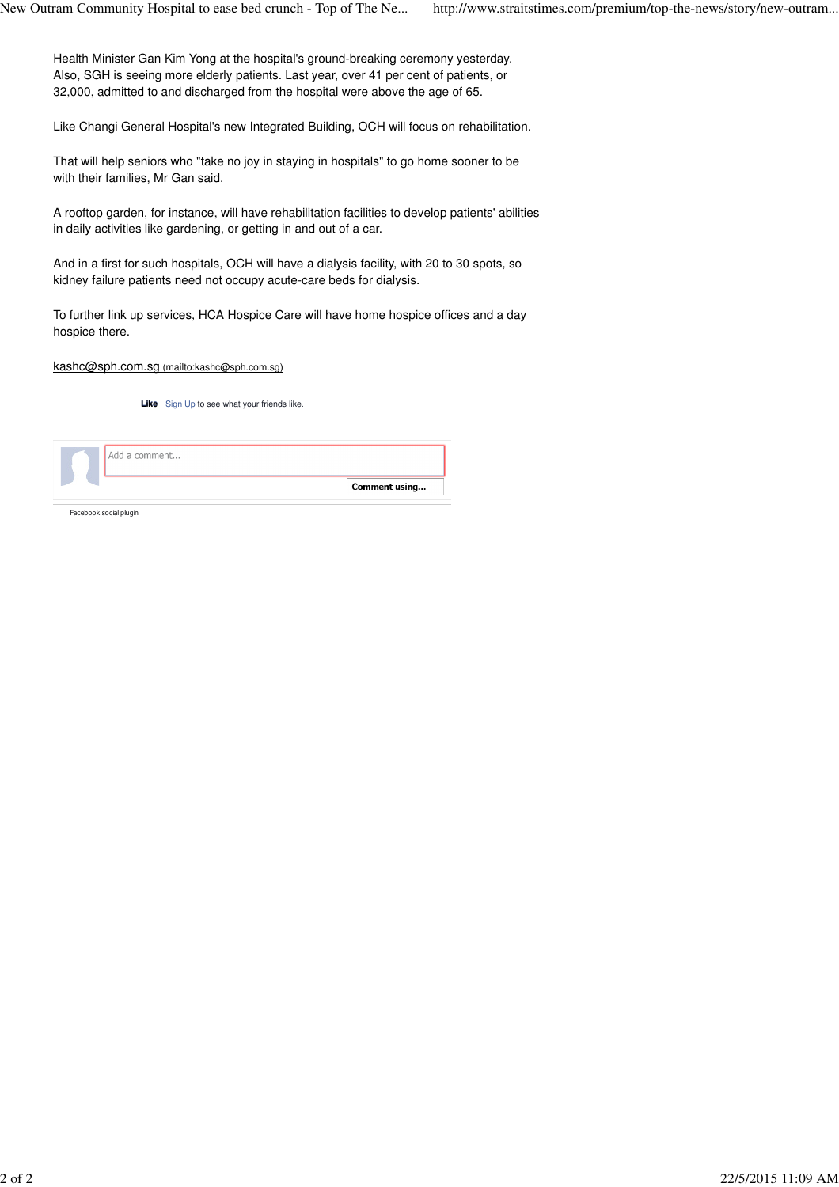Health Minister Gan Kim Yong at the hospital's ground-breaking ceremony yesterday. Also, SGH is seeing more elderly patients. Last year, over 41 per cent of patients, or 32,000, admitted to and discharged from the hospital were above the age of 65.

Like Changi General Hospital's new Integrated Building, OCH will focus on rehabilitation.

That will help seniors who "take no joy in staying in hospitals" to go home sooner to be with their families, Mr Gan said.

A rooftop garden, for instance, will have rehabilitation facilities to develop patients' abilities in daily activities like gardening, or getting in and out of a car.

And in a first for such hospitals, OCH will have a dialysis facility, with 20 to 30 spots, so kidney failure patients need not occupy acute-care beds for dialysis.

To further link up services, HCA Hospice Care will have home hospice offices and a day hospice there.

kashc@sph.com.sg (mailto:kashc@sph.com.sg)

Like Sign Up to see what your friends like.

Add a comment...

Comment using...

Facebook social plugin